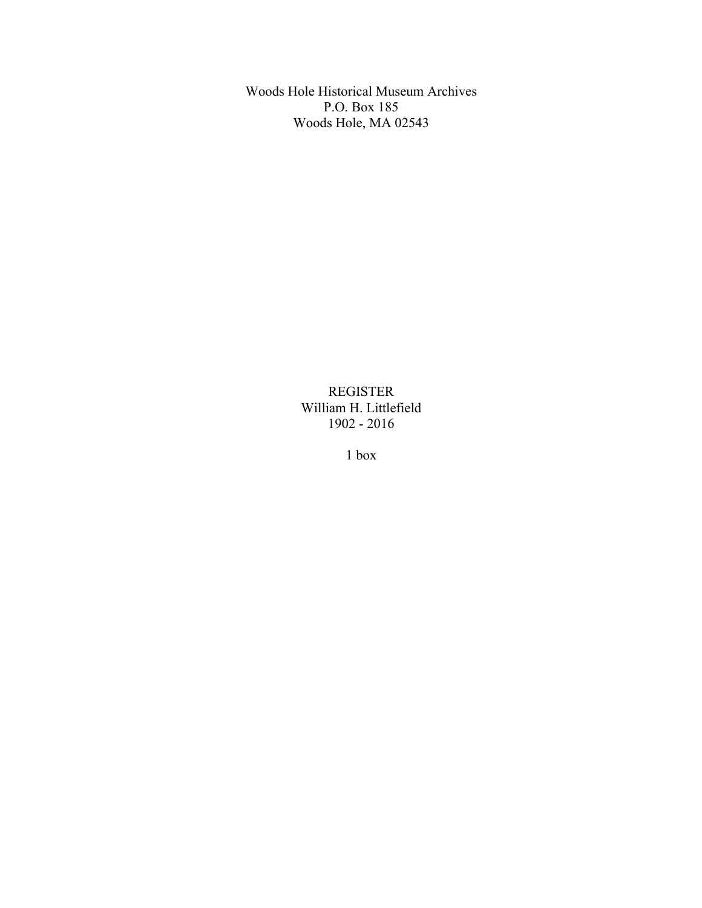Woods Hole Historical Museum Archives
P.O. Box 185
Woods Hole, MA 02543

REGISTER
William H. Littlefield
1902 - 2016

1 box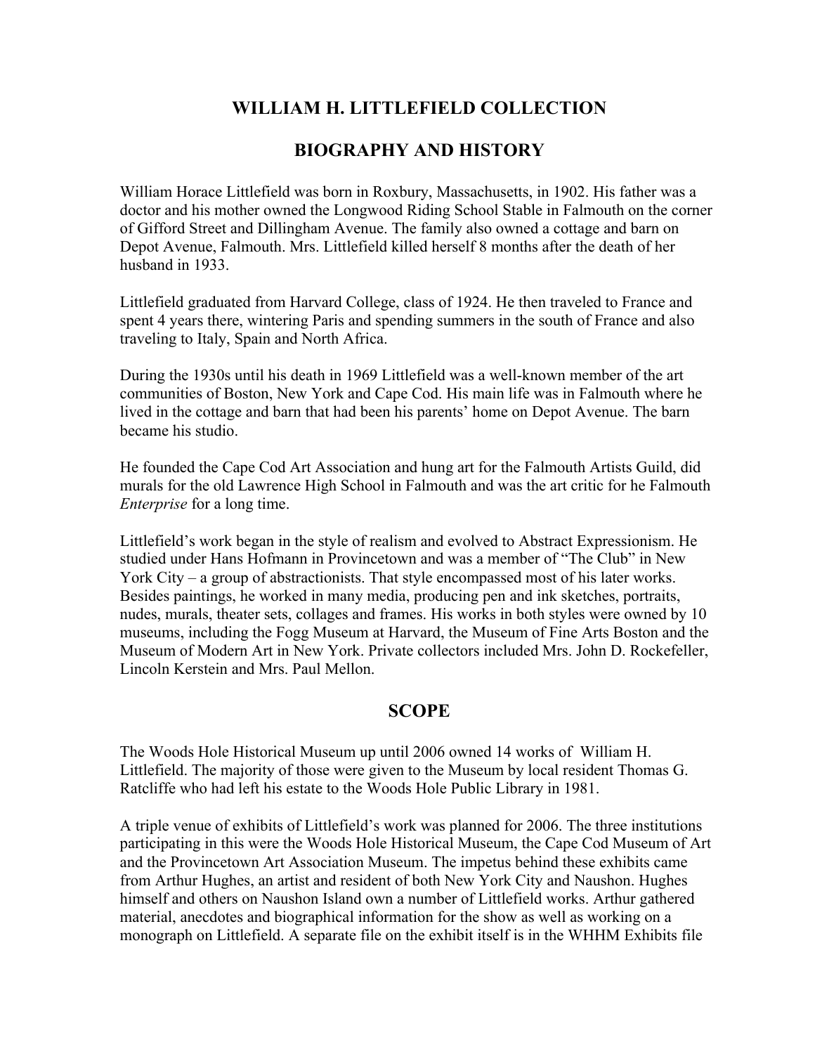# WILLIAM H. LITTLEFIELD COLLECTION

## BIOGRAPHY AND HISTORY

William Horace Littlefield was born in Roxbury, Massachusetts, in 1902. His father was a doctor and his mother owned the Longwood Riding School Stable in Falmouth on the corner of Gifford Street and Dillingham Avenue. The family also owned a cottage and barn on Depot Avenue, Falmouth. Mrs. Littlefield killed herself 8 months after the death of her husband in 1933.

Littlefield graduated from Harvard College, class of 1924. He then traveled to France and spent 4 years there, wintering Paris and spending summers in the south of France and also traveling to Italy, Spain and North Africa.

During the 1930s until his death in 1969 Littlefield was a well-known member of the art communities of Boston, New York and Cape Cod. His main life was in Falmouth where he lived in the cottage and barn that had been his parents' home on Depot Avenue. The barn became his studio.

He founded the Cape Cod Art Association and hung art for the Falmouth Artists Guild, did murals for the old Lawrence High School in Falmouth and was the art critic for he Falmouth *Enterprise* for a long time.

Littlefield's work began in the style of realism and evolved to Abstract Expressionism. He studied under Hans Hofmann in Provincetown and was a member of "The Club" in New York City – a group of abstractionists. That style encompassed most of his later works. Besides paintings, he worked in many media, producing pen and ink sketches, portraits, nudes, murals, theater sets, collages and frames. His works in both styles were owned by 10 museums, including the Fogg Museum at Harvard, the Museum of Fine Arts Boston and the Museum of Modern Art in New York. Private collectors included Mrs. John D. Rockefeller, Lincoln Kerstein and Mrs. Paul Mellon.

## SCOPE

The Woods Hole Historical Museum up until 2006 owned 14 works of William H. Littlefield. The majority of those were given to the Museum by local resident Thomas G. Ratcliffe who had left his estate to the Woods Hole Public Library in 1981.

A triple venue of exhibits of Littlefield's work was planned for 2006. The three institutions participating in this were the Woods Hole Historical Museum, the Cape Cod Museum of Art and the Provincetown Art Association Museum. The impetus behind these exhibits came from Arthur Hughes, an artist and resident of both New York City and Naushon. Hughes himself and others on Naushon Island own a number of Littlefield works. Arthur gathered material, anecdotes and biographical information for the show as well as working on a monograph on Littlefield. A separate file on the exhibit itself is in the WHHM Exhibits file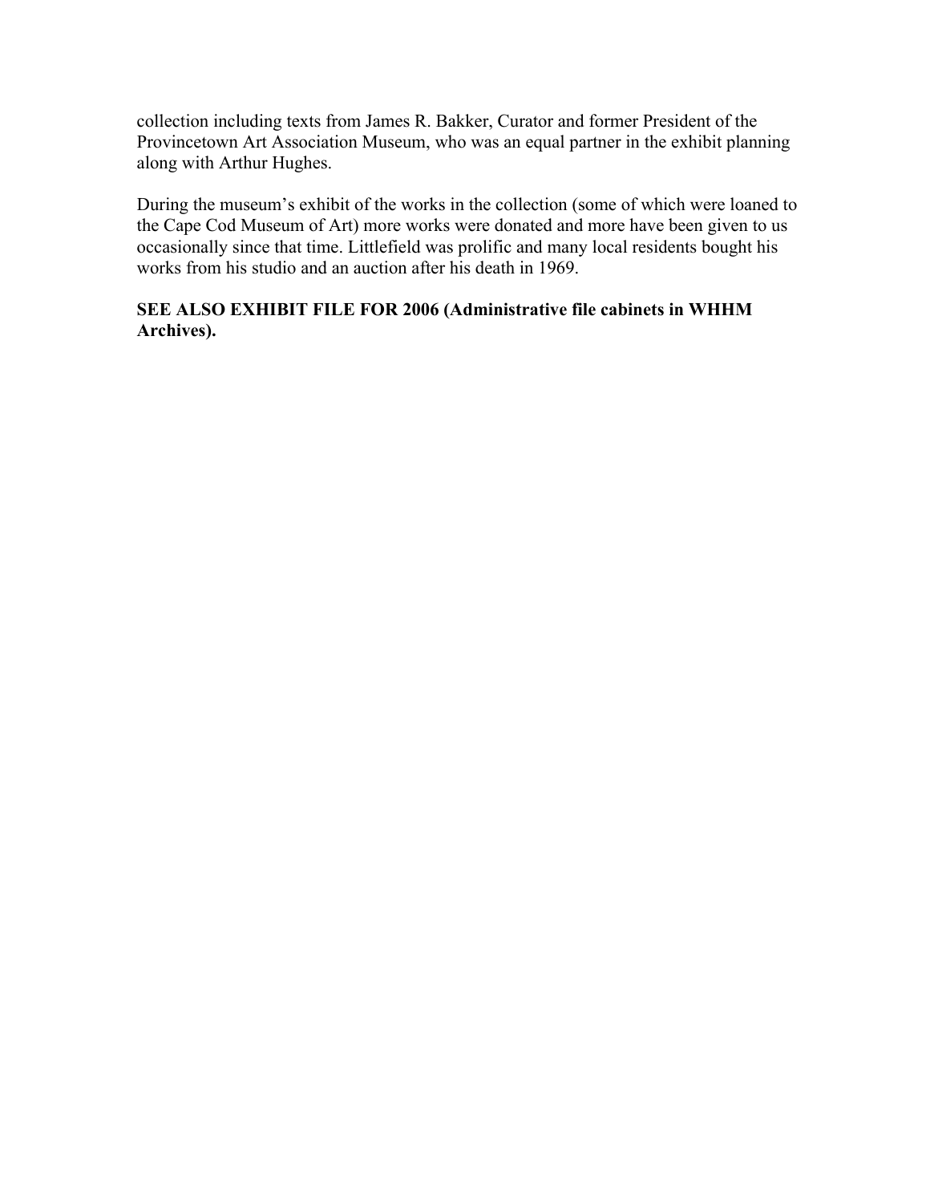collection including texts from James R. Bakker, Curator and former President of the Provincetown Art Association Museum, who was an equal partner in the exhibit planning along with Arthur Hughes.

During the museum's exhibit of the works in the collection (some of which were loaned to the Cape Cod Museum of Art) more works were donated and more have been given to us occasionally since that time. Littlefield was prolific and many local residents bought his works from his studio and an auction after his death in 1969.

**SEE ALSO EXHIBIT FILE FOR 2006 (Administrative file cabinets in WHHM Archives).**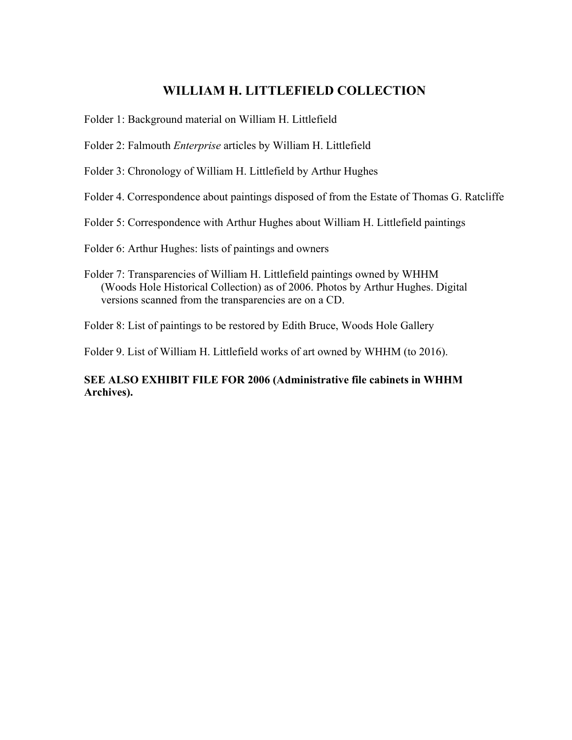# WILLIAM H. LITTLEFIELD COLLECTION

Folder 1: Background material on William H. Littlefield

Folder 2: Falmouth *Enterprise* articles by William H. Littlefield

Folder 3: Chronology of William H. Littlefield by Arthur Hughes

Folder 4. Correspondence about paintings disposed of from the Estate of Thomas G. Ratcliffe

Folder 5: Correspondence with Arthur Hughes about William H. Littlefield paintings

Folder 6: Arthur Hughes: lists of paintings and owners

Folder 7: Transparencies of William H. Littlefield paintings owned by WHHM (Woods Hole Historical Collection) as of 2006. Photos by Arthur Hughes. Digital versions scanned from the transparencies are on a CD.

Folder 8: List of paintings to be restored by Edith Bruce, Woods Hole Gallery

Folder 9. List of William H. Littlefield works of art owned by WHHM (to 2016).

**SEE ALSO EXHIBIT FILE FOR 2006 (Administrative file cabinets in WHHM Archives).**